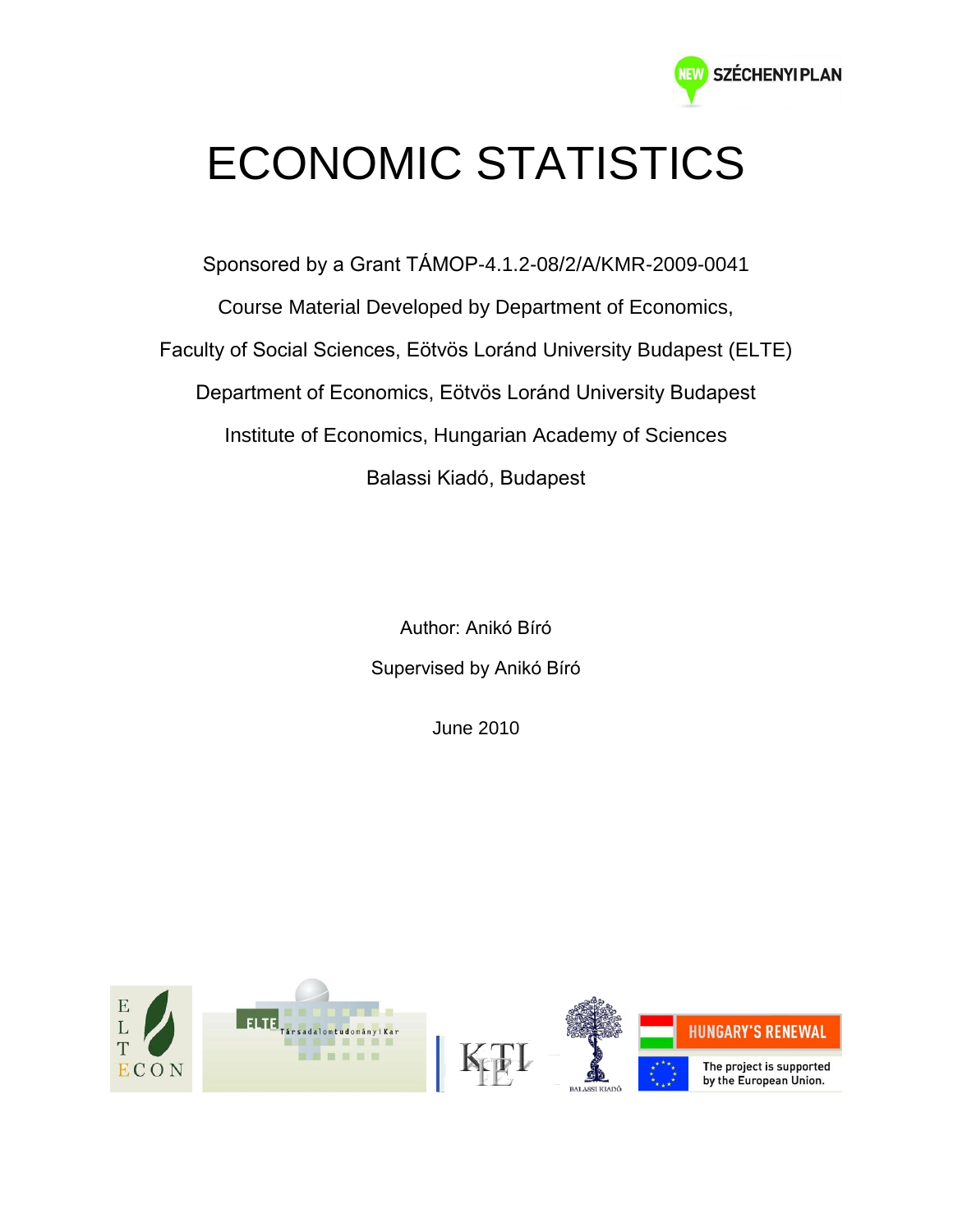# ECONOMIC STATISTICS

Sponsored by a Grant TÁMOP-4.1.2-08/2/A/KMR-2009-0041

Course Material Developed by Department of Economics,

Faculty of Social Sciences, Eötvös Loránd University Budapest (ELTE)

Department of Economics, Eötvös Loránd University Budapest

Institute of Economics, Hungarian Academy of Sciences

Balassi Kiadó, Budapest

Author: Anikó Bíró

Supervised by Anikó Bíró

June 2010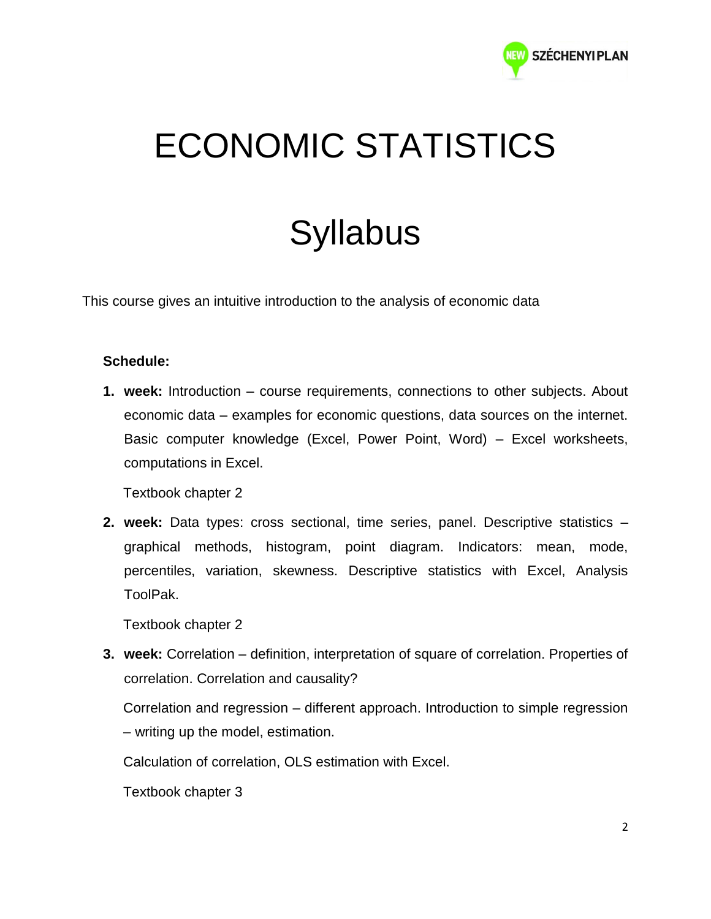# ECONOMIC STATISTICS

# Syllabus

This course gives an intuitive introduction to the analysis of economic data

**Schedule:**

1. **week:** Introduction – course requirements, connections to other subjects. About economic data – examples for economic questions, data sources on the internet. Basic computer knowledge (Excel, Power Point, Word) – Excel worksheets, computations in Excel.

   Textbook chapter 2

2. **week:** Data types: cross sectional, time series, panel. Descriptive statistics – graphical methods, histogram, point diagram. Indicators: mean, mode, percentiles, variation, skewness. Descriptive statistics with Excel, Analysis ToolPak.

   Textbook chapter 2

3. **week:** Correlation – definition, interpretation of square of correlation. Properties of correlation. Correlation and causality?

   Correlation and regression – different approach. Introduction to simple regression – writing up the model, estimation.

   Calculation of correlation, OLS estimation with Excel.

   Textbook chapter 3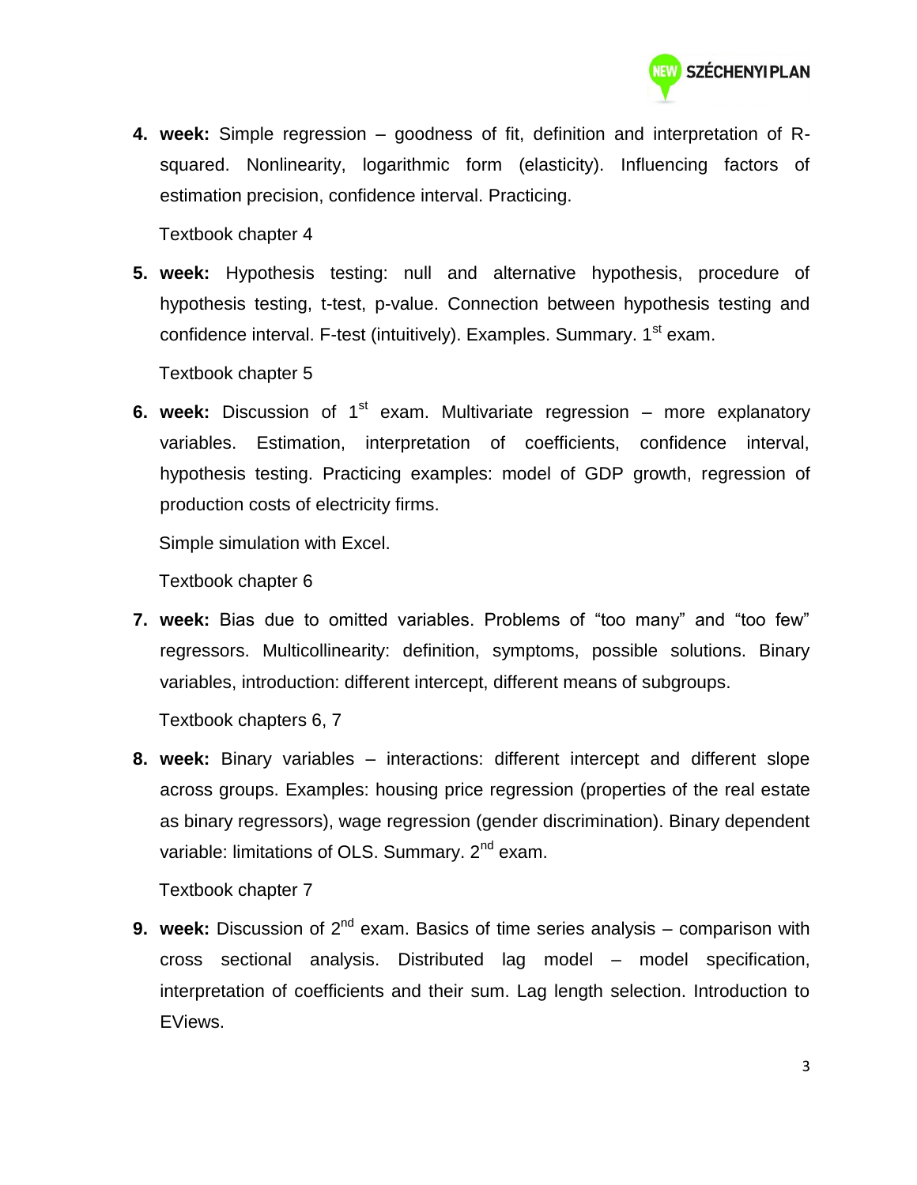4. **week:** Simple regression – goodness of fit, definition and interpretation of R-squared. Nonlinearity, logarithmic form (elasticity). Influencing factors of estimation precision, confidence interval. Practicing.

   Textbook chapter 4

5. **week:** Hypothesis testing: null and alternative hypothesis, procedure of hypothesis testing, t-test, p-value. Connection between hypothesis testing and confidence interval. F-test (intuitively). Examples. Summary. 1st exam.

   Textbook chapter 5

6. **week:** Discussion of 1st exam. Multivariate regression – more explanatory variables. Estimation, interpretation of coefficients, confidence interval, hypothesis testing. Practicing examples: model of GDP growth, regression of production costs of electricity firms.

   Simple simulation with Excel.

   Textbook chapter 6

7. **week:** Bias due to omitted variables. Problems of "too many" and "too few" regressors. Multicollinearity: definition, symptoms, possible solutions. Binary variables, introduction: different intercept, different means of subgroups.

   Textbook chapters 6, 7

8. **week:** Binary variables – interactions: different intercept and different slope across groups. Examples: housing price regression (properties of the real estate as binary regressors), wage regression (gender discrimination). Binary dependent variable: limitations of OLS. Summary. 2nd exam.

   Textbook chapter 7

9. **week:** Discussion of 2nd exam. Basics of time series analysis – comparison with cross sectional analysis. Distributed lag model – model specification, interpretation of coefficients and their sum. Lag length selection. Introduction to EViews.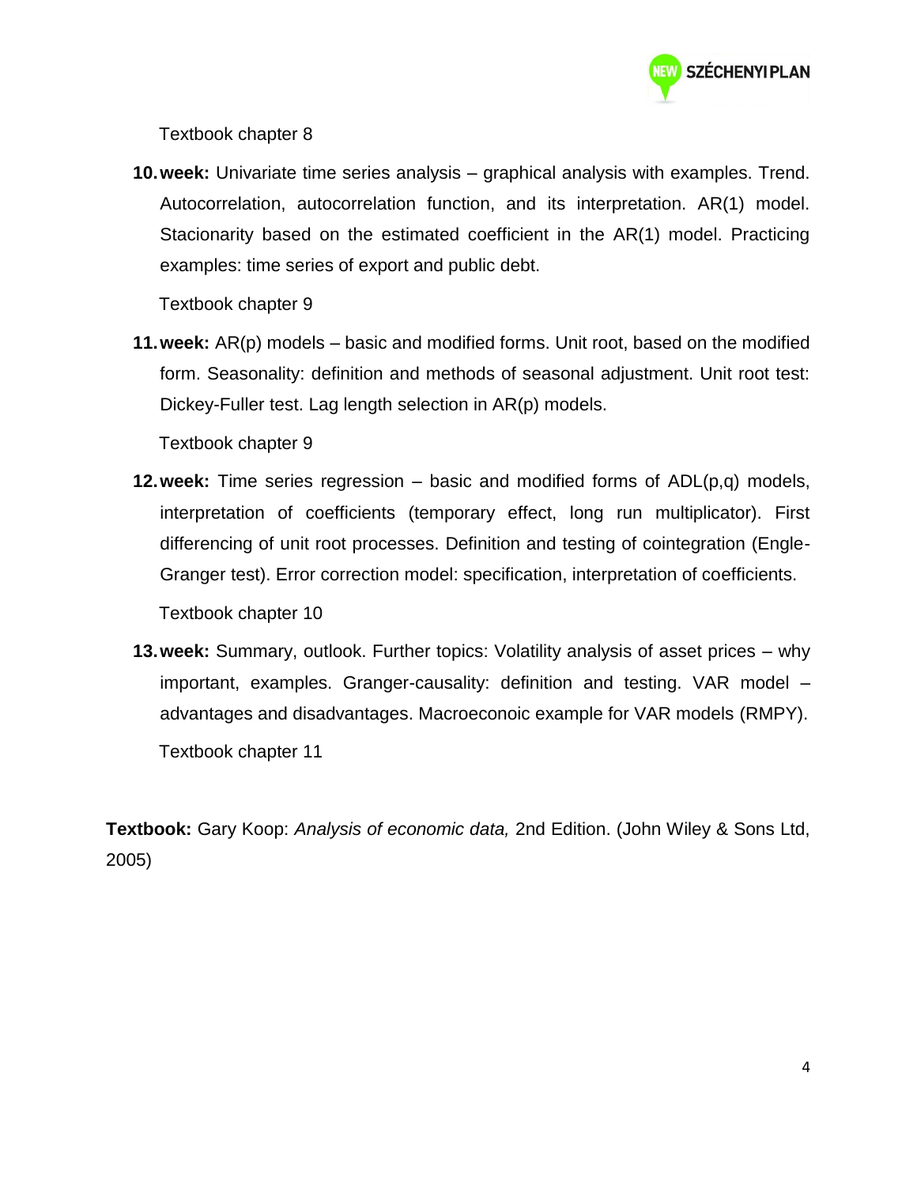Textbook chapter 8

10. **week:** Univariate time series analysis – graphical analysis with examples. Trend. Autocorrelation, autocorrelation function, and its interpretation. AR(1) model. Stacionarity based on the estimated coefficient in the AR(1) model. Practicing examples: time series of export and public debt.

    Textbook chapter 9

11. **week:** AR(p) models – basic and modified forms. Unit root, based on the modified form. Seasonality: definition and methods of seasonal adjustment. Unit root test: Dickey-Fuller test. Lag length selection in AR(p) models.

    Textbook chapter 9

12. **week:** Time series regression – basic and modified forms of ADL(p,q) models, interpretation of coefficients (temporary effect, long run multiplicator). First differencing of unit root processes. Definition and testing of cointegration (Engle-Granger test). Error correction model: specification, interpretation of coefficients.

    Textbook chapter 10

13. **week:** Summary, outlook. Further topics: Volatility analysis of asset prices – why important, examples. Granger-causality: definition and testing. VAR model – advantages and disadvantages. Macroeconoic example for VAR models (RMPY).

    Textbook chapter 11

**Textbook:** Gary Koop: *Analysis of economic data,* 2nd Edition. (John Wiley & Sons Ltd, 2005)